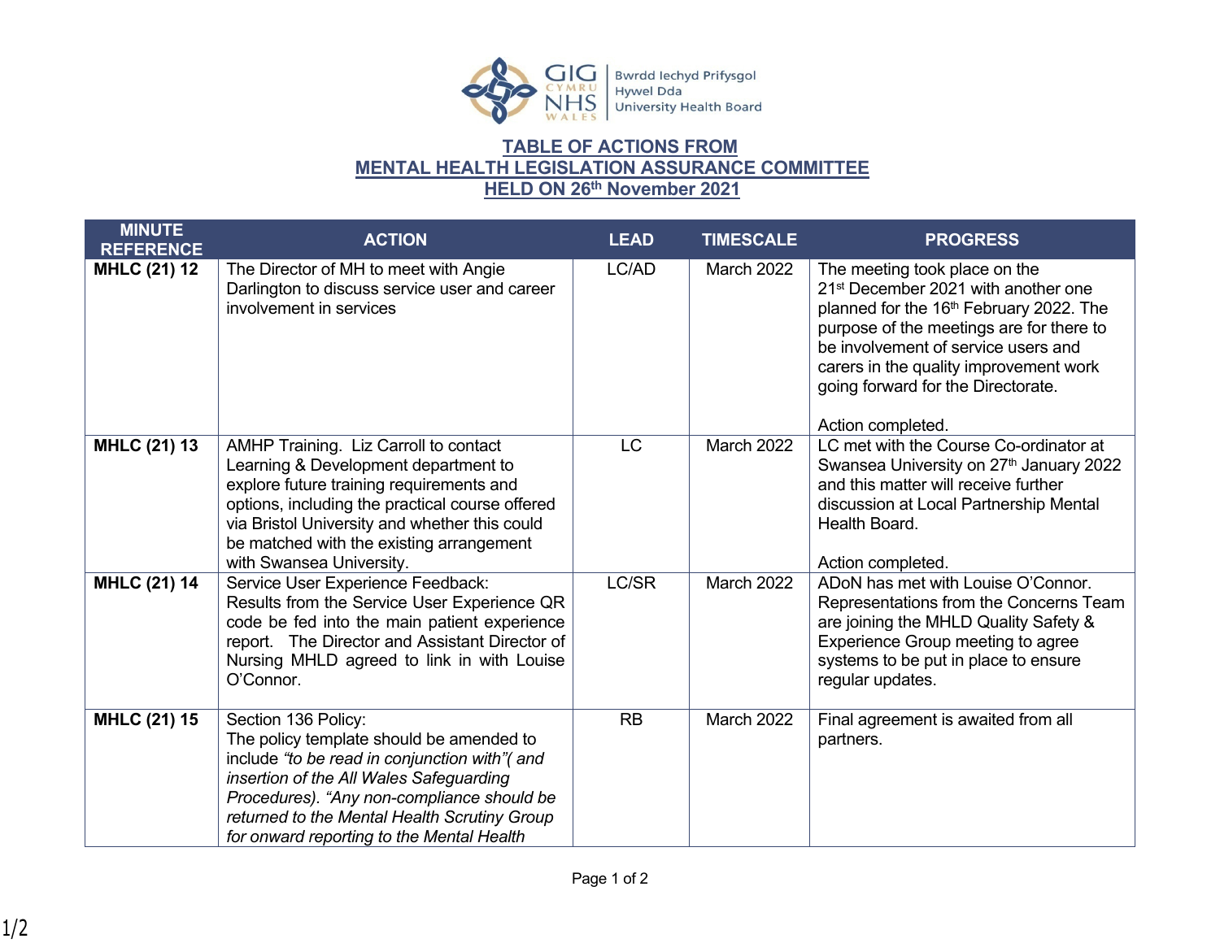## TABLE OF ACTIONS FROM MENTAL HEALTH LEGISLATION ASSURANCE COMMITTEE HELD ON 26th November 2021

| MINUTE REFERENCE | ACTION | LEAD | TIMESCALE | PROGRESS |
|---|---|---|---|---|
| **MHLC (21) 12** | The Director of MH to meet with Angie Darlington to discuss service user and career involvement in services | LC/AD | March 2022 | The meeting took place on the 21st December 2021 with another one planned for the 16th February 2022. The purpose of the meetings are for there to be involvement of service users and carers in the quality improvement work going forward for the Directorate.<br><br>Action completed. |
| **MHLC (21) 13** | AMHP Training. Liz Carroll to contact Learning & Development department to explore future training requirements and options, including the practical course offered via Bristol University and whether this could be matched with the existing arrangement with Swansea University. | LC | March 2022 | LC met with the Course Co-ordinator at Swansea University on 27th January 2022 and this matter will receive further discussion at Local Partnership Mental Health Board.<br><br>Action completed. |
| **MHLC (21) 14** | Service User Experience Feedback: Results from the Service User Experience QR code be fed into the main patient experience report. The Director and Assistant Director of Nursing MHLD agreed to link in with Louise O'Connor. | LC/SR | March 2022 | ADoN has met with Louise O'Connor. Representations from the Concerns Team are joining the MHLD Quality Safety & Experience Group meeting to agree systems to be put in place to ensure regular updates. |
| **MHLC (21) 15** | Section 136 Policy: The policy template should be amended to include *"to be read in conjunction with"( and insertion of the All Wales Safeguarding Procedures). "Any non-compliance should be returned to the Mental Health Scrutiny Group for onward reporting to the Mental Health* | RB | March 2022 | Final agreement is awaited from all partners. |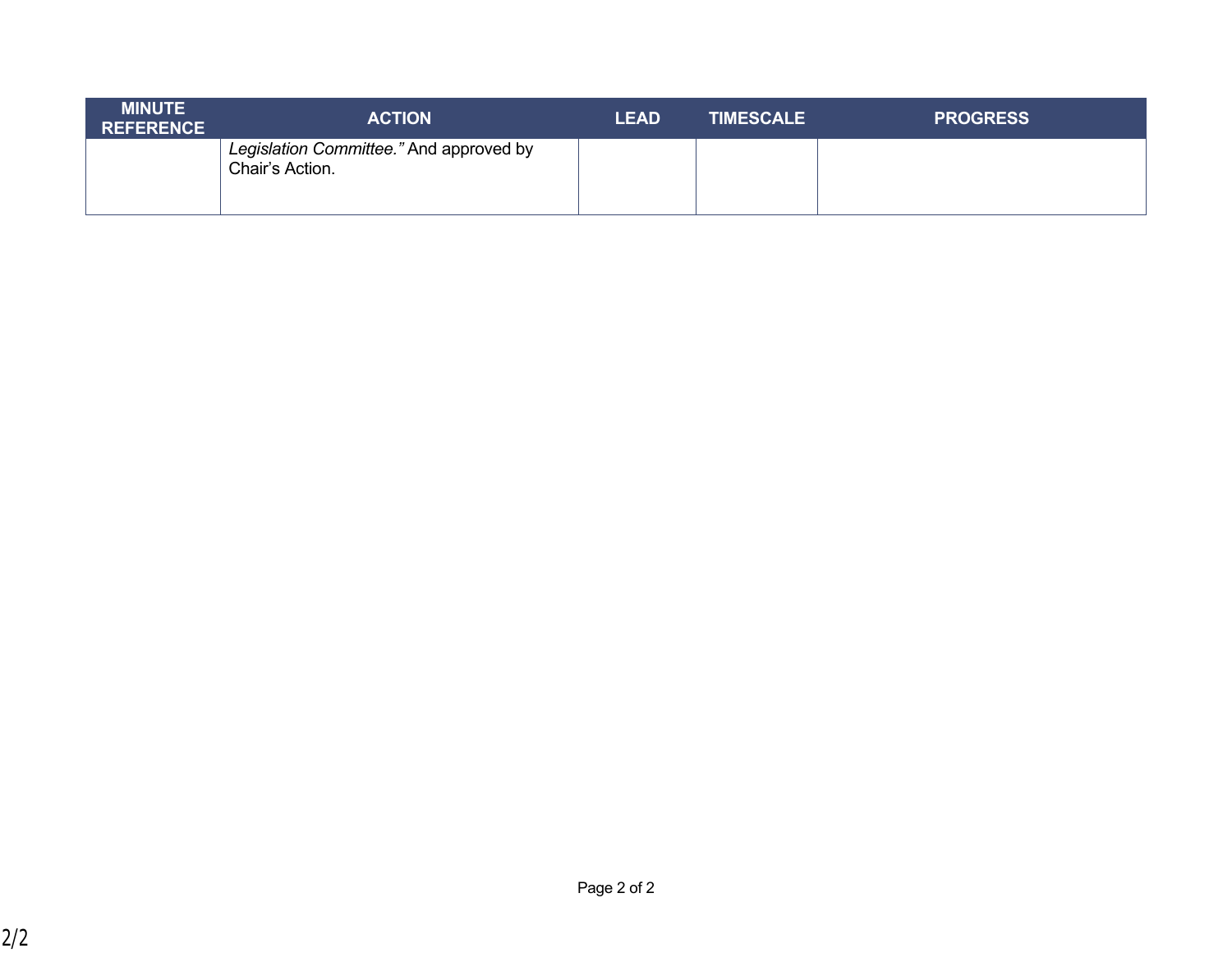| MINUTE REFERENCE | ACTION | LEAD | TIMESCALE | PROGRESS |
|---|---|---|---|---|
| | *Legislation Committee."* And approved by Chair's Action. | | | |